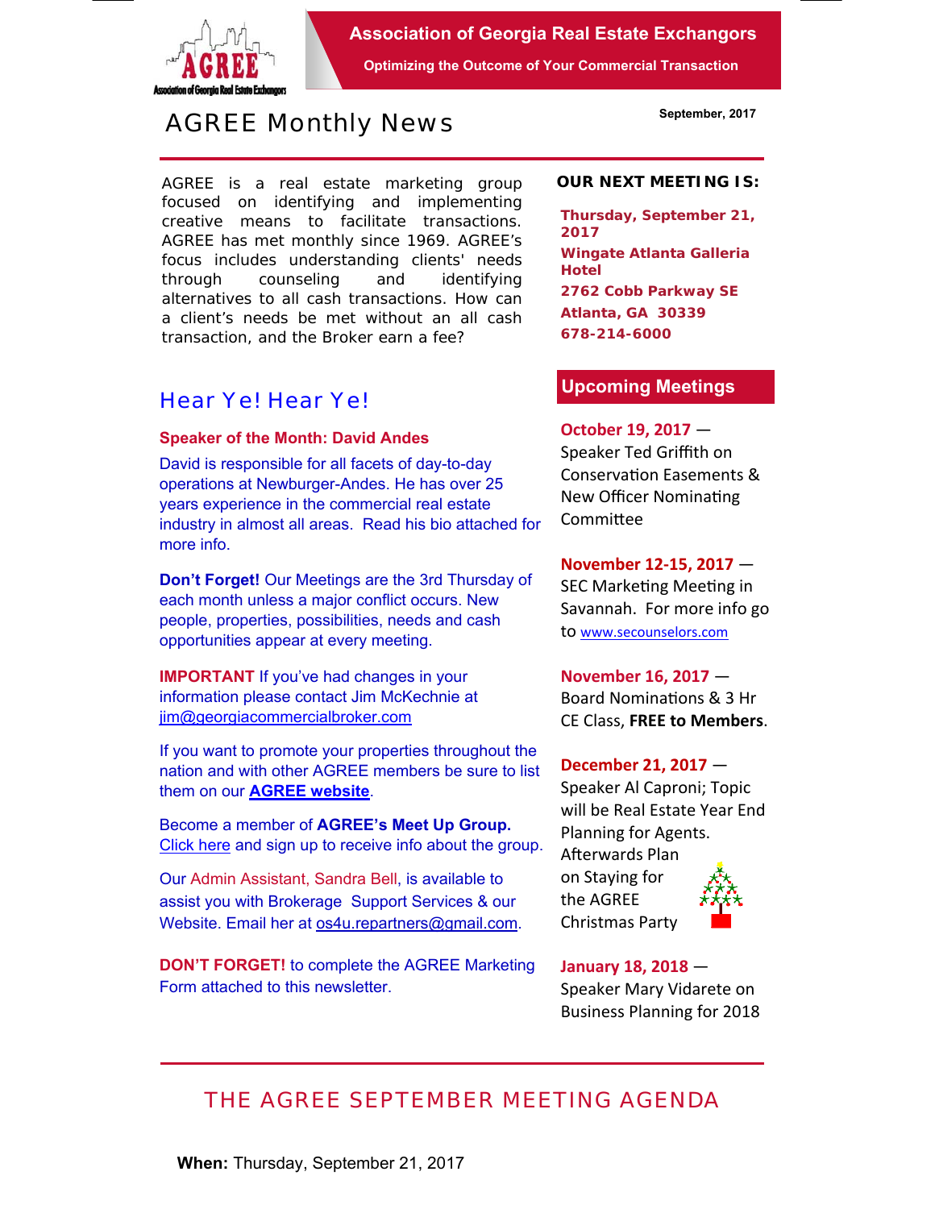# Association of Georgia Real Estate Exchangors

**Optimizing the Outcome of Your Commercial Transaction**

## AGREE Monthly News

**September, 2017**

AGREE is a real estate marketing group focused on identifying and implementing creative means to facilitate transactions. AGREE has met monthly since 1969. AGREE's focus includes understanding clients' needs through counseling and identifying alternatives to all cash transactions. How can a client's needs be met without an all cash transaction, and the Broker earn a fee?

**OUR NEXT MEETING IS:**

**Thursday, September 21, 2017**
**Wingate Atlanta Galleria Hotel**
**2762 Cobb Parkway SE**
**Atlanta, GA 30339**
**678-214-6000**

## Hear Ye! Hear Ye!

**Speaker of the Month: David Andes**

David is responsible for all facets of day-to-day operations at Newburger-Andes. He has over 25 years experience in the commercial real estate industry in almost all areas. Read his bio attached for more info.

**Don't Forget!** Our Meetings are the 3rd Thursday of each month unless a major conflict occurs. New people, properties, possibilities, needs and cash opportunities appear at every meeting.

**IMPORTANT** If you've had changes in your information please contact Jim McKechnie at jim@georgiacommercialbroker.com

If you want to promote your properties throughout the nation and with other AGREE members be sure to list them on our **AGREE website**.

Become a member of **AGREE's Meet Up Group.** Click here and sign up to receive info about the group.

Our Admin Assistant, Sandra Bell, is available to assist you with Brokerage Support Services & our Website. Email her at os4u.repartners@gmail.com.

**DON'T FORGET!** to complete the AGREE Marketing Form attached to this newsletter.

## Upcoming Meetings

**October 19, 2017** — Speaker Ted Griffith on Conservation Easements & New Officer Nominating Committee

**November 12-15, 2017** — SEC Marketing Meeting in Savannah. For more info go to www.secounselors.com

**November 16, 2017** — Board Nominations & 3 Hr CE Class, **FREE to Members**.

**December 21, 2017** — Speaker Al Caproni; Topic will be Real Estate Year End Planning for Agents. Afterwards Plan on Staying for the AGREE Christmas Party

**January 18, 2018** — Speaker Mary Vidarete on Business Planning for 2018

## THE AGREE SEPTEMBER MEETING AGENDA

**When:** Thursday, September 21, 2017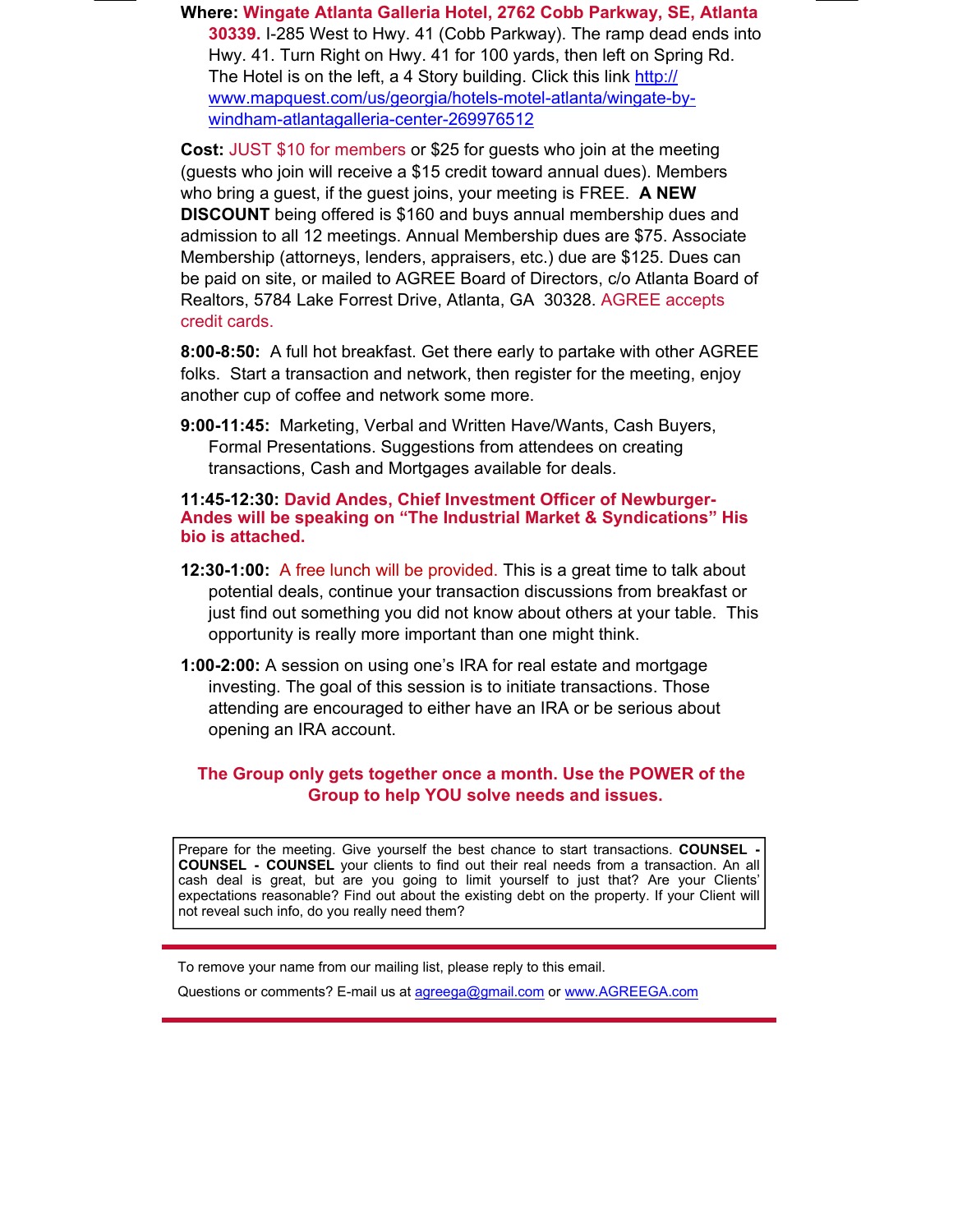**Where:** **Wingate Atlanta Galleria Hotel, 2762 Cobb Parkway, SE, Atlanta 30339.** I-285 West to Hwy. 41 (Cobb Parkway). The ramp dead ends into Hwy. 41. Turn Right on Hwy. 41 for 100 yards, then left on Spring Rd. The Hotel is on the left, a 4 Story building. Click this link http://www.mapquest.com/us/georgia/hotels-motel-atlanta/wingate-by-windham-atlantagalleria-center-269976512

**Cost:** JUST $10 for members or $25 for guests who join at the meeting (guests who join will receive a $15 credit toward annual dues). Members who bring a guest, if the guest joins, your meeting is FREE. **A NEW DISCOUNT** being offered is $160 and buys annual membership dues and admission to all 12 meetings. Annual Membership dues are $75. Associate Membership (attorneys, lenders, appraisers, etc.) due are $125. Dues can be paid on site, or mailed to AGREE Board of Directors, c/o Atlanta Board of Realtors, 5784 Lake Forrest Drive, Atlanta, GA 30328. AGREE accepts credit cards.

**8:00-8:50:** A full hot breakfast. Get there early to partake with other AGREE folks. Start a transaction and network, then register for the meeting, enjoy another cup of coffee and network some more.

**9:00-11:45:** Marketing, Verbal and Written Have/Wants, Cash Buyers, Formal Presentations. Suggestions from attendees on creating transactions, Cash and Mortgages available for deals.

**11:45-12:30: David Andes, Chief Investment Officer of Newburger-Andes will be speaking on "The Industrial Market & Syndications" His bio is attached.**

**12:30-1:00:** A free lunch will be provided. This is a great time to talk about potential deals, continue your transaction discussions from breakfast or just find out something you did not know about others at your table. This opportunity is really more important than one might think.

**1:00-2:00:** A session on using one's IRA for real estate and mortgage investing. The goal of this session is to initiate transactions. Those attending are encouraged to either have an IRA or be serious about opening an IRA account.

**The Group only gets together once a month. Use the POWER of the Group to help YOU solve needs and issues.**

Prepare for the meeting. Give yourself the best chance to start transactions. **COUNSEL - COUNSEL - COUNSEL** your clients to find out their real needs from a transaction. An all cash deal is great, but are you going to limit yourself to just that? Are your Clients' expectations reasonable? Find out about the existing debt on the property. If your Client will not reveal such info, do you really need them?

---

To remove your name from our mailing list, please reply to this email.

Questions or comments? E-mail us at agreega@gmail.com or www.AGREEGA.com